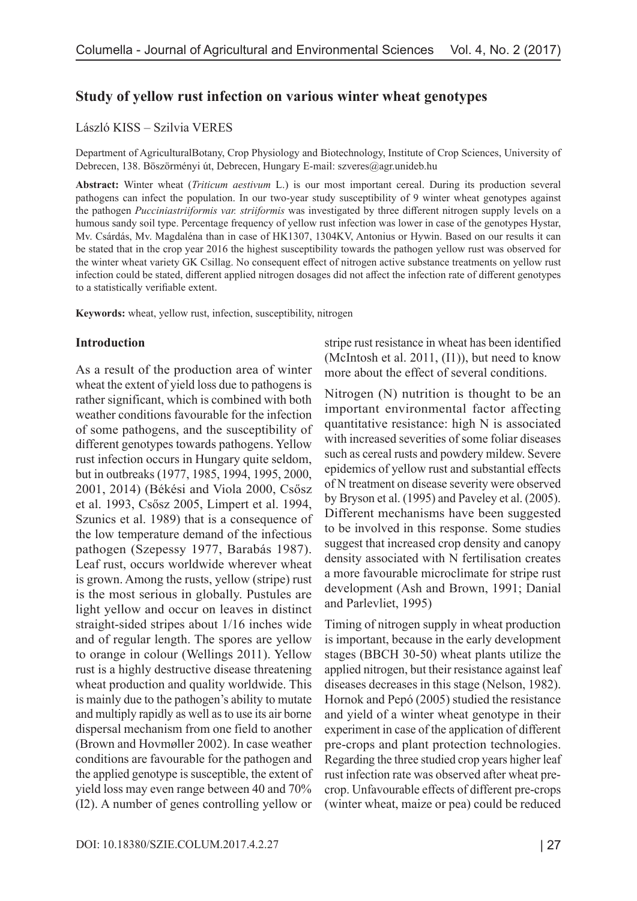# Study of yellow rust infection on various winter wheat genotypes

László KISS – Szilvia VERES

Department of AgriculturalBotany, Crop Physiology and Biotechnology, Institute of Crop Sciences, University of Debrecen, 138. Böszörményi út, Debrecen, Hungary E-mail: szveres@agr.unideb.hu

**Abstract:** Winter wheat (*Triticum aestivum* L.) is our most important cereal. During its production several pathogens can infect the population. In our two-year study susceptibility of 9 winter wheat genotypes against the pathogen *Pucciniastriiformis var. striiformis* was investigated by three different nitrogen supply levels on a humous sandy soil type. Percentage frequency of yellow rust infection was lower in case of the genotypes Hystar, Mv. Csárdás, Mv. Magdaléna than in case of HK1307, 1304KV, Antonius or Hywin. Based on our results it can be stated that in the crop year 2016 the highest susceptibility towards the pathogen yellow rust was observed for the winter wheat variety GK Csillag. No consequent effect of nitrogen active substance treatments on yellow rust infection could be stated, different applied nitrogen dosages did not affect the infection rate of different genotypes to a statistically verifiable extent.

**Keywords:** wheat, yellow rust, infection, susceptibility, nitrogen

## Introduction

As a result of the production area of winter wheat the extent of yield loss due to pathogens is rather significant, which is combined with both weather conditions favourable for the infection of some pathogens, and the susceptibility of different genotypes towards pathogens. Yellow rust infection occurs in Hungary quite seldom, but in outbreaks (1977, 1985, 1994, 1995, 2000, 2001, 2014) (Békési and Viola 2000, Csősz et al. 1993, Csősz 2005, Limpert et al. 1994, Szunics et al. 1989) that is a consequence of the low temperature demand of the infectious pathogen (Szepessy 1977, Barabás 1987). Leaf rust, occurs worldwide wherever wheat is grown. Among the rusts, yellow (stripe) rust is the most serious in globally. Pustules are light yellow and occur on leaves in distinct straight-sided stripes about 1/16 inches wide and of regular length. The spores are yellow to orange in colour (Wellings 2011). Yellow rust is a highly destructive disease threatening wheat production and quality worldwide. This is mainly due to the pathogen's ability to mutate and multiply rapidly as well as to use its air borne dispersal mechanism from one field to another (Brown and Hovmøller 2002). In case weather conditions are favourable for the pathogen and the applied genotype is susceptible, the extent of yield loss may even range between 40 and 70% (I2). A number of genes controlling yellow or stripe rust resistance in wheat has been identified (McIntosh et al. 2011, (I1)), but need to know more about the effect of several conditions.

Nitrogen (N) nutrition is thought to be an important environmental factor affecting quantitative resistance: high N is associated with increased severities of some foliar diseases such as cereal rusts and powdery mildew. Severe epidemics of yellow rust and substantial effects of N treatment on disease severity were observed by Bryson et al. (1995) and Paveley et al. (2005). Different mechanisms have been suggested to be involved in this response. Some studies suggest that increased crop density and canopy density associated with N fertilisation creates a more favourable microclimate for stripe rust development (Ash and Brown, 1991; Danial and Parlevliet, 1995)

Timing of nitrogen supply in wheat production is important, because in the early development stages (BBCH 30-50) wheat plants utilize the applied nitrogen, but their resistance against leaf diseases decreases in this stage (Nelson, 1982). Hornok and Pepó (2005) studied the resistance and yield of a winter wheat genotype in their experiment in case of the application of different pre-crops and plant protection technologies. Regarding the three studied crop years higher leaf rust infection rate was observed after wheat pre-crop. Unfavourable effects of different pre-crops (winter wheat, maize or pea) could be reduced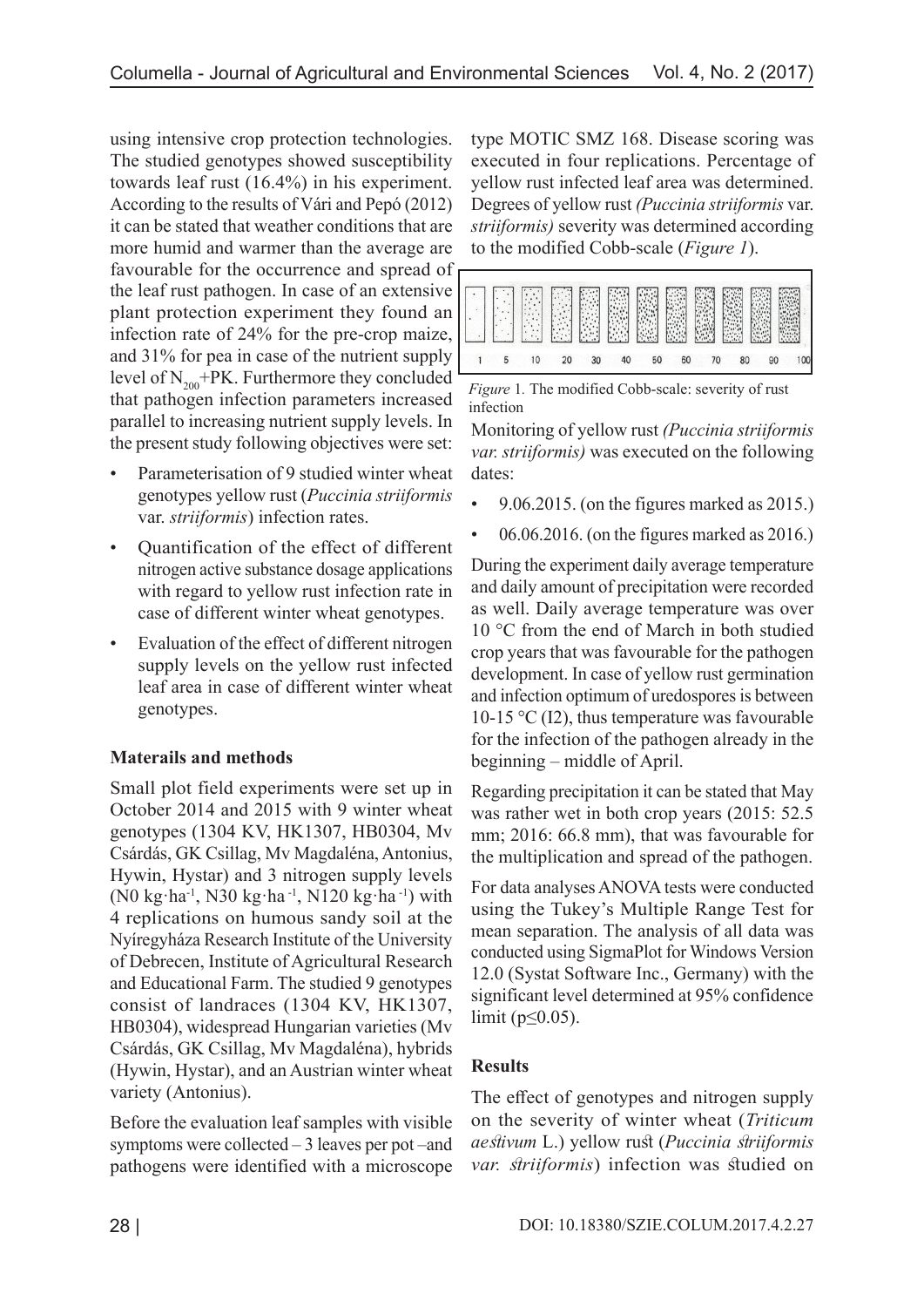using intensive crop protection technologies. The studied genotypes showed susceptibility towards leaf rust (16.4%) in his experiment. According to the results of Vári and Pepó (2012) it can be stated that weather conditions that are more humid and warmer than the average are favourable for the occurrence and spread of the leaf rust pathogen. In case of an extensive plant protection experiment they found an infection rate of 24% for the pre-crop maize, and 31% for pea in case of the nutrient supply level of $N_{200}$+PK. Furthermore they concluded that pathogen infection parameters increased parallel to increasing nutrient supply levels. In the present study following objectives were set:

- Parameterisation of 9 studied winter wheat genotypes yellow rust (*Puccinia striiformis* var. *striiformis*) infection rates.
- Quantification of the effect of different nitrogen active substance dosage applications with regard to yellow rust infection rate in case of different winter wheat genotypes.
- Evaluation of the effect of different nitrogen supply levels on the yellow rust infected leaf area in case of different winter wheat genotypes.

**Materails and methods**

Small plot field experiments were set up in October 2014 and 2015 with 9 winter wheat genotypes (1304 KV, HK1307, HB0304, Mv Csárdás, GK Csillag, Mv Magdaléna, Antonius, Hywin, Hystar) and 3 nitrogen supply levels (N0 kg·ha$^{-1}$, N30 kg·ha$^{-1}$, N120 kg·ha$^{-1}$) with 4 replications on humous sandy soil at the Nyíregyháza Research Institute of the University of Debrecen, Institute of Agricultural Research and Educational Farm. The studied 9 genotypes consist of landraces (1304 KV, HK1307, HB0304), widespread Hungarian varieties (Mv Csárdás, GK Csillag, Mv Magdaléna), hybrids (Hywin, Hystar), and an Austrian winter wheat variety (Antonius).

Before the evaluation leaf samples with visible symptoms were collected – 3 leaves per pot –and pathogens were identified with a microscope type MOTIC SMZ 168. Disease scoring was executed in four replications. Percentage of yellow rust infected leaf area was determined. Degrees of yellow rust *(Puccinia striiformis* var. *striiformis)* severity was determined according to the modified Cobb-scale (*Figure 1*).

*Figure 1.* The modified Cobb-scale: severity of rust infection

Monitoring of yellow rust *(Puccinia striiformis var. striiformis)* was executed on the following dates:

- 9.06.2015. (on the figures marked as 2015.)
- 06.06.2016. (on the figures marked as 2016.)

During the experiment daily average temperature and daily amount of precipitation were recorded as well. Daily average temperature was over 10 °C from the end of March in both studied crop years that was favourable for the pathogen development. In case of yellow rust germination and infection optimum of uredospores is between 10-15 °C (I2), thus temperature was favourable for the infection of the pathogen already in the beginning – middle of April.

Regarding precipitation it can be stated that May was rather wet in both crop years (2015: 52.5 mm; 2016: 66.8 mm), that was favourable for the multiplication and spread of the pathogen.

For data analyses ANOVA tests were conducted using the Tukey's Multiple Range Test for mean separation. The analysis of all data was conducted using SigmaPlot for Windows Version 12.0 (Systat Software Inc., Germany) with the significant level determined at 95% confidence limit ($p \leq 0.05$).

**Results**

The effect of genotypes and nitrogen supply on the severity of winter wheat (*Triticum aestivum* L.) yellow rust (*Puccinia striiformis var. striiformis*) infection was studied on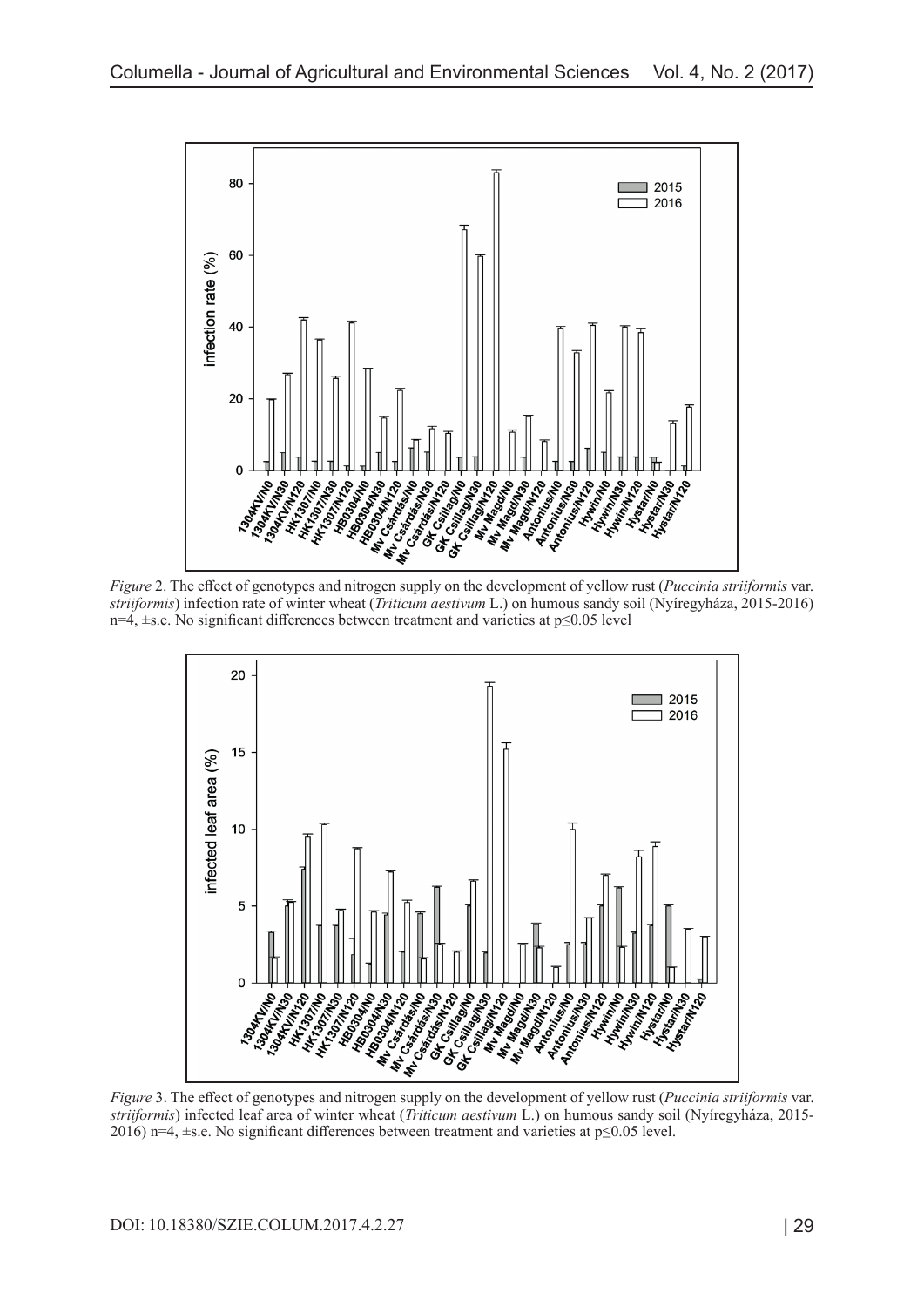*Figure* 2. The effect of genotypes and nitrogen supply on the development of yellow rust (*Puccinia striiformis* var. *striiformis*) infection rate of winter wheat (*Triticum aestivum* L.) on humous sandy soil (Nyíregyháza, 2015-2016) n=4, ±s.e. No significant differences between treatment and varieties at p≤0.05 level

*Figure* 3. The effect of genotypes and nitrogen supply on the development of yellow rust (*Puccinia striiformis* var. *striiformis*) infected leaf area of winter wheat (*Triticum aestivum* L.) on humous sandy soil (Nyíregyháza, 2015-2016) n=4, ±s.e. No significant differences between treatment and varieties at p≤0.05 level.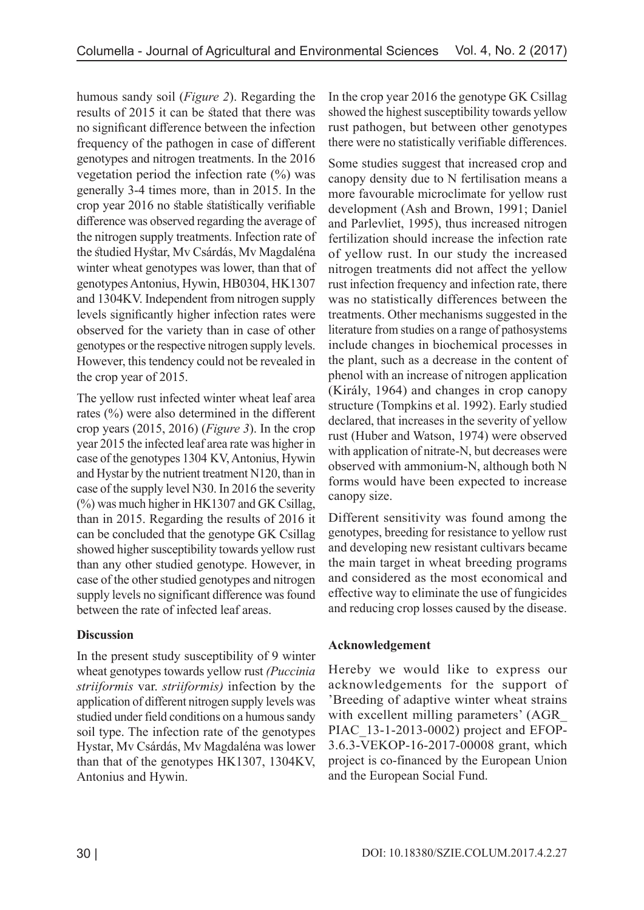humous sandy soil (*Figure 2*). Regarding the results of 2015 it can be stated that there was no significant difference between the infection frequency of the pathogen in case of different genotypes and nitrogen treatments. In the 2016 vegetation period the infection rate (%) was generally 3-4 times more, than in 2015. In the crop year 2016 no stable statistically verifiable difference was observed regarding the average of the nitrogen supply treatments. Infection rate of the studied Hystar, Mv Csárdás, Mv Magdaléna winter wheat genotypes was lower, than that of genotypes Antonius, Hywin, HB0304, HK1307 and 1304KV. Independent from nitrogen supply levels significantly higher infection rates were observed for the variety than in case of other genotypes or the respective nitrogen supply levels. However, this tendency could not be revealed in the crop year of 2015.

The yellow rust infected winter wheat leaf area rates (%) were also determined in the different crop years (2015, 2016) (*Figure 3*). In the crop year 2015 the infected leaf area rate was higher in case of the genotypes 1304 KV, Antonius, Hywin and Hystar by the nutrient treatment N120, than in case of the supply level N30. In 2016 the severity (%) was much higher in HK1307 and GK Csillag, than in 2015. Regarding the results of 2016 it can be concluded that the genotype GK Csillag showed higher susceptibility towards yellow rust than any other studied genotype. However, in case of the other studied genotypes and nitrogen supply levels no significant difference was found between the rate of infected leaf areas.

**Discussion**

In the present study susceptibility of 9 winter wheat genotypes towards yellow rust *(Puccinia striiformis* var. *striiformis)* infection by the application of different nitrogen supply levels was studied under field conditions on a humous sandy soil type. The infection rate of the genotypes Hystar, Mv Csárdás, Mv Magdaléna was lower than that of the genotypes HK1307, 1304KV, Antonius and Hywin.

In the crop year 2016 the genotype GK Csillag showed the highest susceptibility towards yellow rust pathogen, but between other genotypes there were no statistically verifiable differences.

Some studies suggest that increased crop and canopy density due to N fertilisation means a more favourable microclimate for yellow rust development (Ash and Brown, 1991; Daniel and Parlevliet, 1995), thus increased nitrogen fertilization should increase the infection rate of yellow rust. In our study the increased nitrogen treatments did not affect the yellow rust infection frequency and infection rate, there was no statistically differences between the treatments. Other mechanisms suggested in the literature from studies on a range of pathosystems include changes in biochemical processes in the plant, such as a decrease in the content of phenol with an increase of nitrogen application (Király, 1964) and changes in crop canopy structure (Tompkins et al. 1992). Early studied declared, that increases in the severity of yellow rust (Huber and Watson, 1974) were observed with application of nitrate-N, but decreases were observed with ammonium-N, although both N forms would have been expected to increase canopy size.

Different sensitivity was found among the genotypes, breeding for resistance to yellow rust and developing new resistant cultivars became the main target in wheat breeding programs and considered as the most economical and effective way to eliminate the use of fungicides and reducing crop losses caused by the disease.

**Acknowledgement**

Hereby we would like to express our acknowledgements for the support of 'Breeding of adaptive winter wheat strains with excellent milling parameters' (AGR_PIAC_13-1-2013-0002) project and EFOP-3.6.3-VEKOP-16-2017-00008 grant, which project is co-financed by the European Union and the European Social Fund.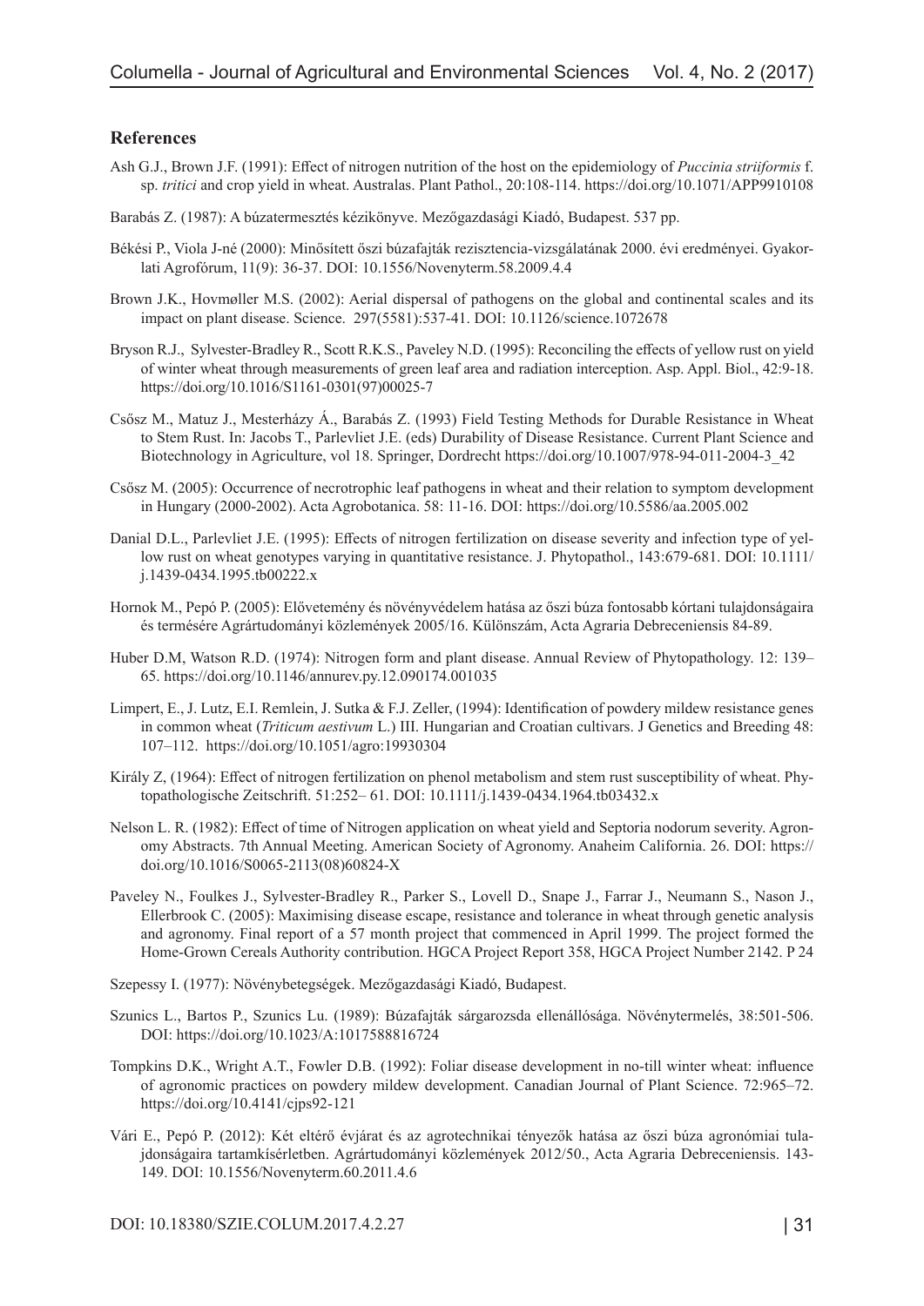## References

Ash G.J., Brown J.F. (1991): Effect of nitrogen nutrition of the host on the epidemiology of *Puccinia striiformis* f. sp. *tritici* and crop yield in wheat. Australas. Plant Pathol., 20:108-114. https://doi.org/10.1071/APP9910108

Barabás Z. (1987): A búzatermesztés kézikönyve. Mezőgazdasági Kiadó, Budapest. 537 pp.

Békési P., Viola J-né (2000): Minősített őszi búzafajták rezisztencia-vizsgálatának 2000. évi eredményei. Gyakorlati Agrofórum, 11(9): 36-37. DOI: 10.1556/Novenyterm.58.2009.4.4

Brown J.K., Hovmøller M.S. (2002): Aerial dispersal of pathogens on the global and continental scales and its impact on plant disease. Science. 297(5581):537-41. DOI: 10.1126/science.1072678

Bryson R.J., Sylvester-Bradley R., Scott R.K.S., Paveley N.D. (1995): Reconciling the effects of yellow rust on yield of winter wheat through measurements of green leaf area and radiation interception. Asp. Appl. Biol., 42:9-18. https://doi.org/10.1016/S1161-0301(97)00025-7

Csősz M., Matuz J., Mesterházy Á., Barabás Z. (1993) Field Testing Methods for Durable Resistance in Wheat to Stem Rust. In: Jacobs T., Parlevliet J.E. (eds) Durability of Disease Resistance. Current Plant Science and Biotechnology in Agriculture, vol 18. Springer, Dordrecht https://doi.org/10.1007/978-94-011-2004-3_42

Csősz M. (2005): Occurrence of necrotrophic leaf pathogens in wheat and their relation to symptom development in Hungary (2000-2002). Acta Agrobotanica. 58: 11-16. DOI: https://doi.org/10.5586/aa.2005.002

Danial D.L., Parlevliet J.E. (1995): Effects of nitrogen fertilization on disease severity and infection type of yellow rust on wheat genotypes varying in quantitative resistance. J. Phytopathol., 143:679-681. DOI: 10.1111/j.1439-0434.1995.tb00222.x

Hornok M., Pepó P. (2005): Elővetemény és növényvédelem hatása az őszi búza fontosabb kórtani tulajdonságaira és termésére Agrártudományi közlemények 2005/16. Különszám, Acta Agraria Debreceniensis 84-89.

Huber D.M, Watson R.D. (1974): Nitrogen form and plant disease. Annual Review of Phytopathology. 12: 139–65. https://doi.org/10.1146/annurev.py.12.090174.001035

Limpert, E., J. Lutz, E.I. Remlein, J. Sutka & F.J. Zeller, (1994): Identification of powdery mildew resistance genes in common wheat (*Triticum aestivum* L.) III. Hungarian and Croatian cultivars. J Genetics and Breeding 48: 107–112. https://doi.org/10.1051/agro:19930304

Király Z, (1964): Effect of nitrogen fertilization on phenol metabolism and stem rust susceptibility of wheat. Phytopathologische Zeitschrift. 51:252– 61. DOI: 10.1111/j.1439-0434.1964.tb03432.x

Nelson L. R. (1982): Effect of time of Nitrogen application on wheat yield and Septoria nodorum severity. Agronomy Abstracts. 7th Annual Meeting. American Society of Agronomy. Anaheim California. 26. DOI: https://doi.org/10.1016/S0065-2113(08)60824-X

Paveley N., Foulkes J., Sylvester-Bradley R., Parker S., Lovell D., Snape J., Farrar J., Neumann S., Nason J., Ellerbrook C. (2005): Maximising disease escape, resistance and tolerance in wheat through genetic analysis and agronomy. Final report of a 57 month project that commenced in April 1999. The project formed the Home-Grown Cereals Authority contribution. HGCA Project Report 358, HGCA Project Number 2142. P 24

Szepessy I. (1977): Növénybetegségek. Mezőgazdasági Kiadó, Budapest.

Szunics L., Bartos P., Szunics Lu. (1989): Búzafajták sárgarozsda ellenállósága. Növénytermelés, 38:501-506. DOI: https://doi.org/10.1023/A:1017588816724

Tompkins D.K., Wright A.T., Fowler D.B. (1992): Foliar disease development in no-till winter wheat: influence of agronomic practices on powdery mildew development. Canadian Journal of Plant Science. 72:965–72. https://doi.org/10.4141/cjps92-121

Vári E., Pepó P. (2012): Két eltérő évjárat és az agrotechnikai tényezők hatása az őszi búza agronómiai tulajdonságaira tartamkísérletben. Agrártudományi közlemények 2012/50., Acta Agraria Debreceniensis. 143-149. DOI: 10.1556/Novenyterm.60.2011.4.6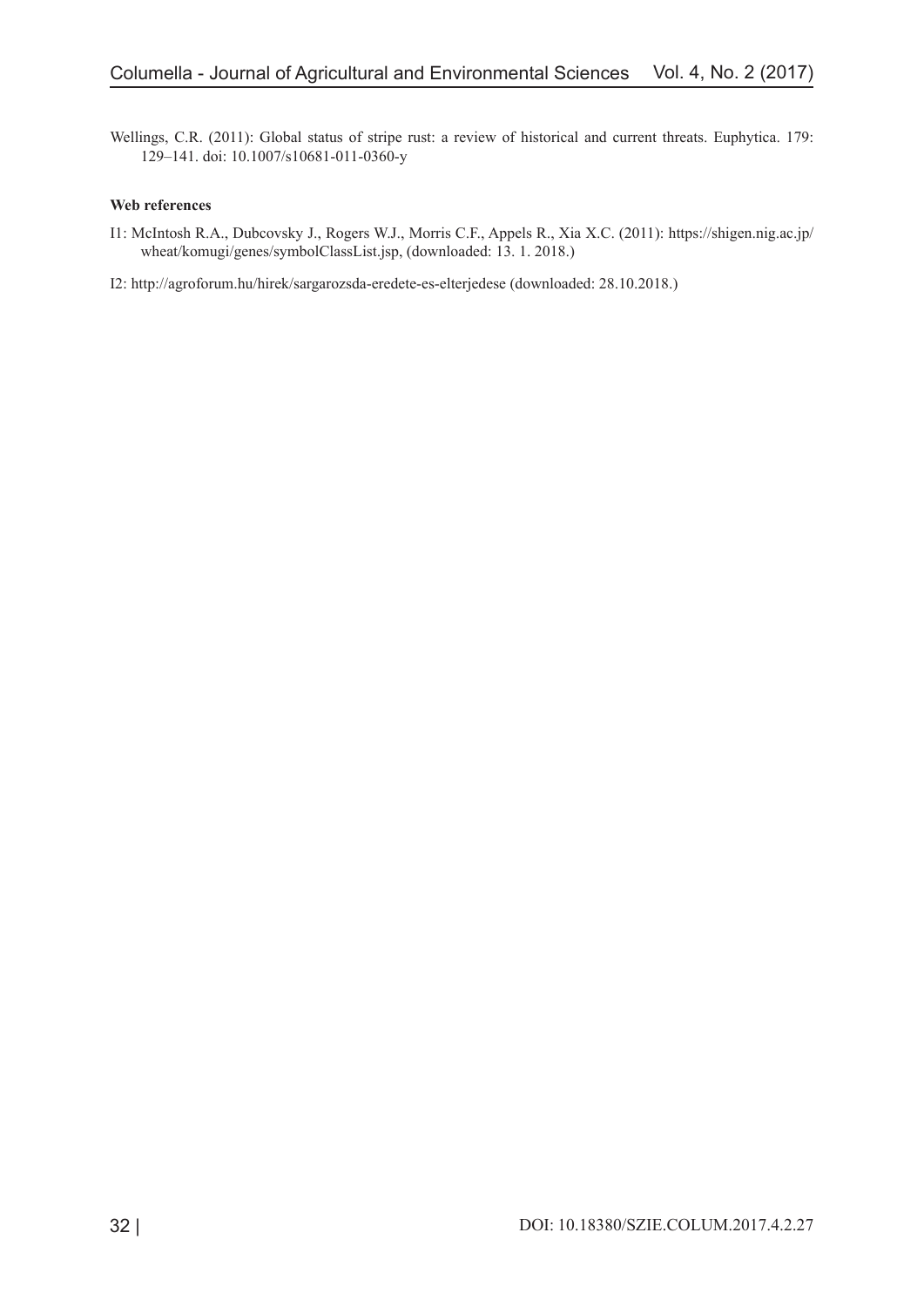Wellings, C.R. (2011): Global status of stripe rust: a review of historical and current threats. Euphytica. 179: 129–141. doi: 10.1007/s10681-011-0360-y

**Web references**

I1: McIntosh R.A., Dubcovsky J., Rogers W.J., Morris C.F., Appels R., Xia X.C. (2011): https://shigen.nig.ac.jp/wheat/komugi/genes/symbolClassList.jsp, (downloaded: 13. 1. 2018.)

I2: http://agroforum.hu/hirek/sargarozsda-eredete-es-elterjedese (downloaded: 28.10.2018.)